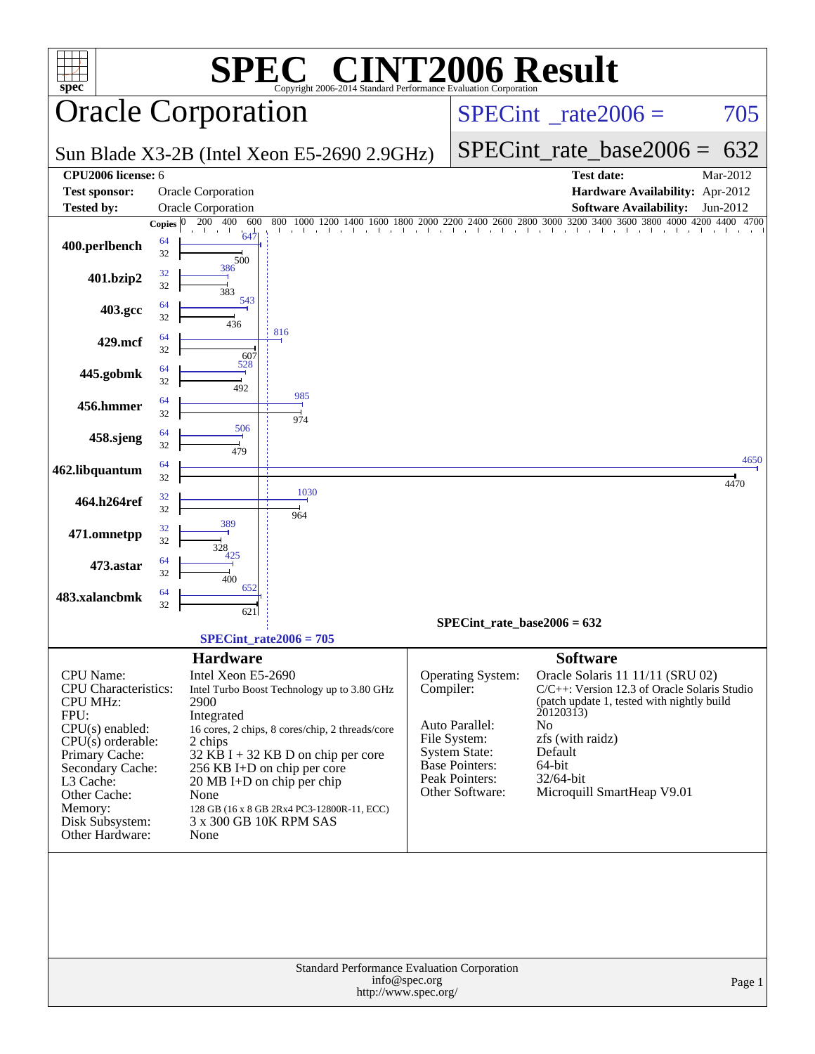# SPEC® CINT2006 Result

Copyright 2006-2014 Standard Performance Evaluation Corporation

## Oracle Corporation

**SPECint_rate2006 = 705**

Sun Blade X3-2B (Intel Xeon E5-2690 2.9GHz)

**SPECint_rate_base2006 = 632**

| | | | |
|---|---|---|---|
| **CPU2006 license:** 6 | | **Test date:** | Mar-2012 |
| **Test sponsor:** | Oracle Corporation | **Hardware Availability:** | Apr-2012 |
| **Tested by:** | Oracle Corporation | **Software Availability:** | Jun-2012 |

| Benchmark | Copies (peak) | Peak | Copies (base) | Base |
|---|---|---|---|---|
| 400.perlbench | 64 | 647 | 32 | 500 |
| 401.bzip2 | 32 | 386 | 32 | 383 |
| 403.gcc | 64 | 543 | 32 | 436 |
| 429.mcf | 64 | 816 | 32 | 607 |
| 445.gobmk | 64 | 528 | 32 | 492 |
| 456.hmmer | 64 | 985 | 32 | 974 |
| 458.sjeng | 64 | 506 | 32 | 479 |
| 462.libquantum | 64 | 4650 | 32 | 4470 |
| 464.h264ref | 32 | 1030 | 32 | 964 |
| 471.omnetpp | 32 | 389 | 32 | 328 |
| 473.astar | 64 | 425 | 32 | 400 |
| 483.xalancbmk | 64 | 652 | 32 | 621 |

SPECint_rate_base2006 = 632

SPECint_rate2006 = 705

### Hardware

| | |
|---|---|
| CPU Name: | Intel Xeon E5-2690 |
| CPU Characteristics: | Intel Turbo Boost Technology up to 3.80 GHz |
| CPU MHz: | 2900 |
| FPU: | Integrated |
| CPU(s) enabled: | 16 cores, 2 chips, 8 cores/chip, 2 threads/core |
| CPU(s) orderable: | 2 chips |
| Primary Cache: | 32 KB I + 32 KB D on chip per core |
| Secondary Cache: | 256 KB I+D on chip per core |
| L3 Cache: | 20 MB I+D on chip per chip |
| Other Cache: | None |
| Memory: | 128 GB (16 x 8 GB 2Rx4 PC3-12800R-11, ECC) |
| Disk Subsystem: | 3 x 300 GB 10K RPM SAS |
| Other Hardware: | None |

### Software

| | |
|---|---|
| Operating System: | Oracle Solaris 11 11/11 (SRU 02) |
| Compiler: | C/C++: Version 12.3 of Oracle Solaris Studio (patch update 1, tested with nightly build 20120313) |
| Auto Parallel: | No |
| File System: | zfs (with raidz) |
| System State: | Default |
| Base Pointers: | 64-bit |
| Peak Pointers: | 32/64-bit |
| Other Software: | Microquill SmartHeap V9.01 |

Standard Performance Evaluation Corporation
info@spec.org
http://www.spec.org/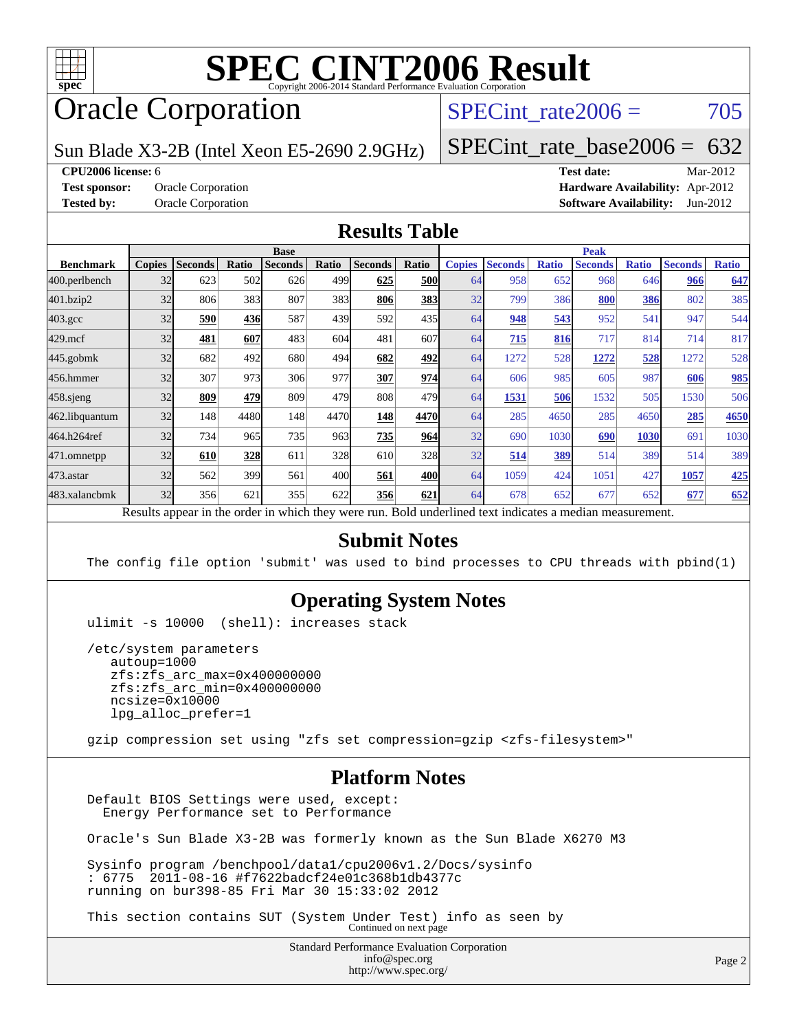# SPEC CINT2006 Result

Copyright 2006-2014 Standard Performance Evaluation Corporation

# Oracle Corporation

Sun Blade X3-2B (Intel Xeon E5-2690 2.9GHz)

SPECint_rate2006 = 705

SPECint_rate_base2006 = 632

**CPU2006 license:** 6

**Test sponsor:** Oracle Corporation

**Tested by:** Oracle Corporation

**Test date:** Mar-2012

**Hardware Availability:** Apr-2012

**Software Availability:** Jun-2012

## Results Table

| | Base | | | | | | | Peak | | | | | | |
|---|---|---|---|---|---|---|---|---|---|---|---|---|---|---|
| **Benchmark** | **Copies** | **Seconds** | **Ratio** | **Seconds** | **Ratio** | **Seconds** | **Ratio** | **Copies** | **Seconds** | **Ratio** | **Seconds** | **Ratio** | **Seconds** | **Ratio** |
| 400.perlbench | 32 | 623 | 502 | 626 | 499 | **625** | **500** | 64 | 958 | 652 | 968 | 646 | **966** | **647** |
| 401.bzip2 | 32 | 806 | 383 | 807 | 383 | **806** | **383** | 32 | 799 | 386 | **800** | **386** | 802 | 385 |
| 403.gcc | 32 | **590** | **436** | 587 | 439 | 592 | 435 | 64 | **948** | **543** | 952 | 541 | 947 | 544 |
| 429.mcf | 32 | **481** | **607** | 483 | 604 | 481 | 607 | 64 | **715** | **816** | 717 | 814 | 714 | 817 |
| 445.gobmk | 32 | 682 | 492 | 680 | 494 | **682** | **492** | 64 | 1272 | 528 | **1272** | **528** | 1272 | 528 |
| 456.hmmer | 32 | 307 | 973 | 306 | 977 | **307** | **974** | 64 | 606 | 985 | 605 | 987 | **606** | **985** |
| 458.sjeng | 32 | **809** | **479** | 809 | 479 | 808 | 479 | 64 | **1531** | **506** | 1532 | 505 | 1530 | 506 |
| 462.libquantum | 32 | 148 | 4480 | 148 | 4470 | **148** | **4470** | 64 | 285 | 4650 | 285 | 4650 | **285** | **4650** |
| 464.h264ref | 32 | 734 | 965 | 735 | 963 | **735** | **964** | 32 | 690 | 1030 | **690** | **1030** | 691 | 1030 |
| 471.omnetpp | 32 | **610** | **328** | 611 | 328 | 610 | 328 | 32 | **514** | **389** | 514 | 389 | 514 | 389 |
| 473.astar | 32 | 562 | 399 | 561 | 400 | **561** | **400** | 64 | 1059 | 424 | 1051 | 427 | **1057** | **425** |
| 483.xalancbmk | 32 | 356 | 621 | 355 | 622 | **356** | **621** | 64 | 678 | 652 | 677 | 652 | **677** | **652** |

Results appear in the order in which they were run. Bold underlined text indicates a median measurement.

## Submit Notes

```
The config file option 'submit' was used to bind processes to CPU threads with pbind(1)
```

## Operating System Notes

```
ulimit -s 10000  (shell): increases stack

/etc/system parameters
   autoup=1000
   zfs:zfs_arc_max=0x400000000
   zfs:zfs_arc_min=0x400000000
   ncsize=0x10000
   lpg_alloc_prefer=1

gzip compression set using "zfs set compression=gzip <zfs-filesystem>"
```

## Platform Notes

```
Default BIOS Settings were used, except:
  Energy Performance set to Performance

Oracle's Sun Blade X3-2B was formerly known as the Sun Blade X6270 M3

Sysinfo program /benchpool/data1/cpu2006v1.2/Docs/sysinfo
: 6775  2011-08-16 #f7622badcf24e01c368b1db4377c
running on bur398-85 Fri Mar 30 15:33:02 2012

This section contains SUT (System Under Test) info as seen by
```

Continued on next page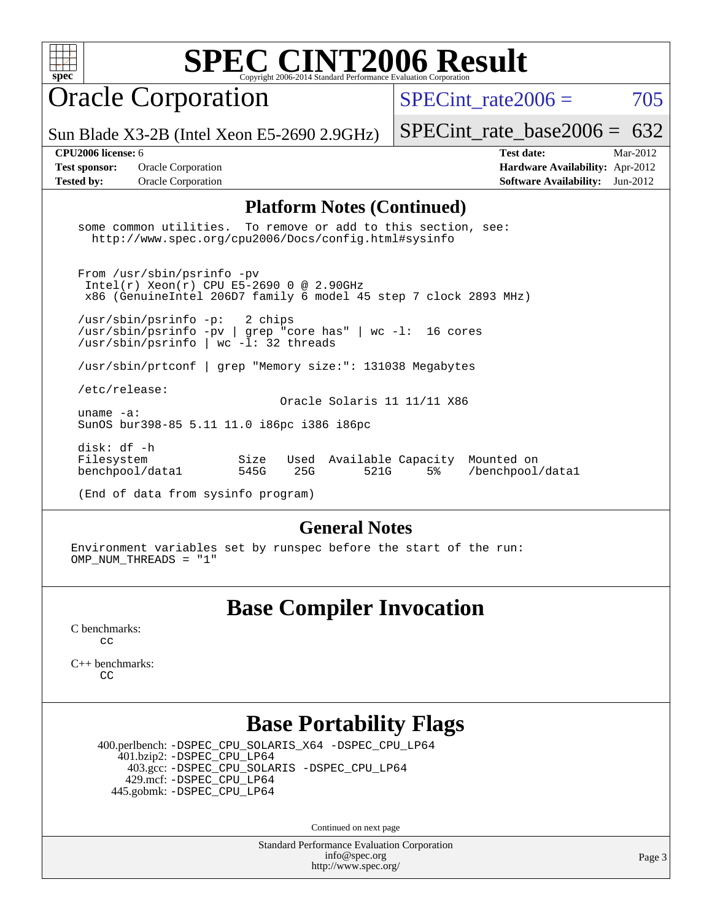# SPEC CINT2006 Result

Copyright 2006-2014 Standard Performance Evaluation Corporation

## Oracle Corporation

Sun Blade X3-2B (Intel Xeon E5-2690 2.9GHz)

SPECint_rate2006 = 705

SPECint_rate_base2006 = 632

**CPU2006 license:** 6
**Test sponsor:** Oracle Corporation
**Tested by:** Oracle Corporation

**Test date:** Mar-2012
**Hardware Availability:** Apr-2012
**Software Availability:** Jun-2012

## Platform Notes (Continued)

```
some common utilities.  To remove or add to this section, see:
  http://www.spec.org/cpu2006/Docs/config.html#sysinfo


From /usr/sbin/psrinfo -pv
 Intel(r) Xeon(r) CPU E5-2690 0 @ 2.90GHz
 x86 (GenuineIntel 206D7 family 6 model 45 step 7 clock 2893 MHz)

/usr/sbin/psrinfo -p:   2 chips
/usr/sbin/psrinfo -pv | grep "core has" | wc -l:  16 cores
/usr/sbin/psrinfo | wc -l: 32 threads

/usr/sbin/prtconf | grep "Memory size:": 131038 Megabytes

/etc/release:
                            Oracle Solaris 11 11/11 X86
uname -a:
SunOS bur398-85 5.11 11.0 i86pc i386 i86pc

disk: df -h
Filesystem             Size   Used  Available Capacity  Mounted on
benchpool/data1        545G    25G       521G     5%    /benchpool/data1

(End of data from sysinfo program)
```

## General Notes

```
Environment variables set by runspec before the start of the run:
OMP_NUM_THREADS = "1"
```

## Base Compiler Invocation

C benchmarks:
    cc

C++ benchmarks:
    CC

## Base Portability Flags

400.perlbench: -DSPEC_CPU_SOLARIS_X64 -DSPEC_CPU_LP64
401.bzip2: -DSPEC_CPU_LP64
403.gcc: -DSPEC_CPU_SOLARIS -DSPEC_CPU_LP64
429.mcf: -DSPEC_CPU_LP64
445.gobmk: -DSPEC_CPU_LP64

Continued on next page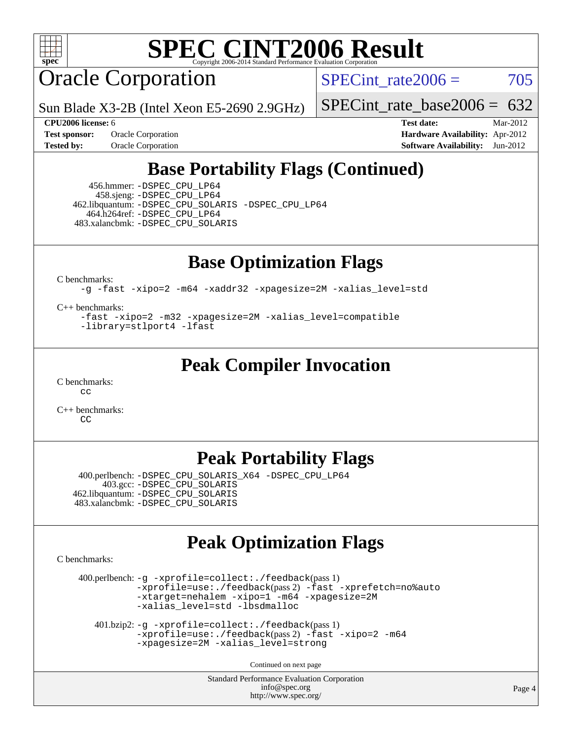# SPEC CINT2006 Result

Copyright 2006-2014 Standard Performance Evaluation Corporation

## Oracle Corporation

Sun Blade X3-2B (Intel Xeon E5-2690 2.9GHz)

SPECint_rate2006 = 705

SPECint_rate_base2006 = 632

| | | | |
|---|---|---|---|
| **CPU2006 license:** 6 | | **Test date:** | Mar-2012 |
| **Test sponsor:** | Oracle Corporation | **Hardware Availability:** | Apr-2012 |
| **Tested by:** | Oracle Corporation | **Software Availability:** | Jun-2012 |

## Base Portability Flags (Continued)

456.hmmer: -DSPEC_CPU_LP64
458.sjeng: -DSPEC_CPU_LP64
462.libquantum: -DSPEC_CPU_SOLARIS -DSPEC_CPU_LP64
464.h264ref: -DSPEC_CPU_LP64
483.xalancbmk: -DSPEC_CPU_SOLARIS

## Base Optimization Flags

C benchmarks:

```
-g -fast -xipo=2 -m64 -xaddr32 -xpagesize=2M -xalias_level=std
```

C++ benchmarks:

```
-fast -xipo=2 -m32 -xpagesize=2M -xalias_level=compatible
-library=stlport4 -lfast
```

## Peak Compiler Invocation

C benchmarks:

```
cc
```

C++ benchmarks:

```
CC
```

## Peak Portability Flags

400.perlbench: -DSPEC_CPU_SOLARIS_X64 -DSPEC_CPU_LP64
403.gcc: -DSPEC_CPU_SOLARIS
462.libquantum: -DSPEC_CPU_SOLARIS
483.xalancbmk: -DSPEC_CPU_SOLARIS

## Peak Optimization Flags

C benchmarks:

400.perlbench: -g -xprofile=collect:./feedback(pass 1)
-xprofile=use:./feedback(pass 2) -fast -xprefetch=no%auto
-xtarget=nehalem -xipo=1 -m64 -xpagesize=2M
-xalias_level=std -lbsdmalloc

401.bzip2: -g -xprofile=collect:./feedback(pass 1)
-xprofile=use:./feedback(pass 2) -fast -xipo=2 -m64
-xpagesize=2M -xalias_level=strong

Continued on next page

Standard Performance Evaluation Corporation
info@spec.org
http://www.spec.org/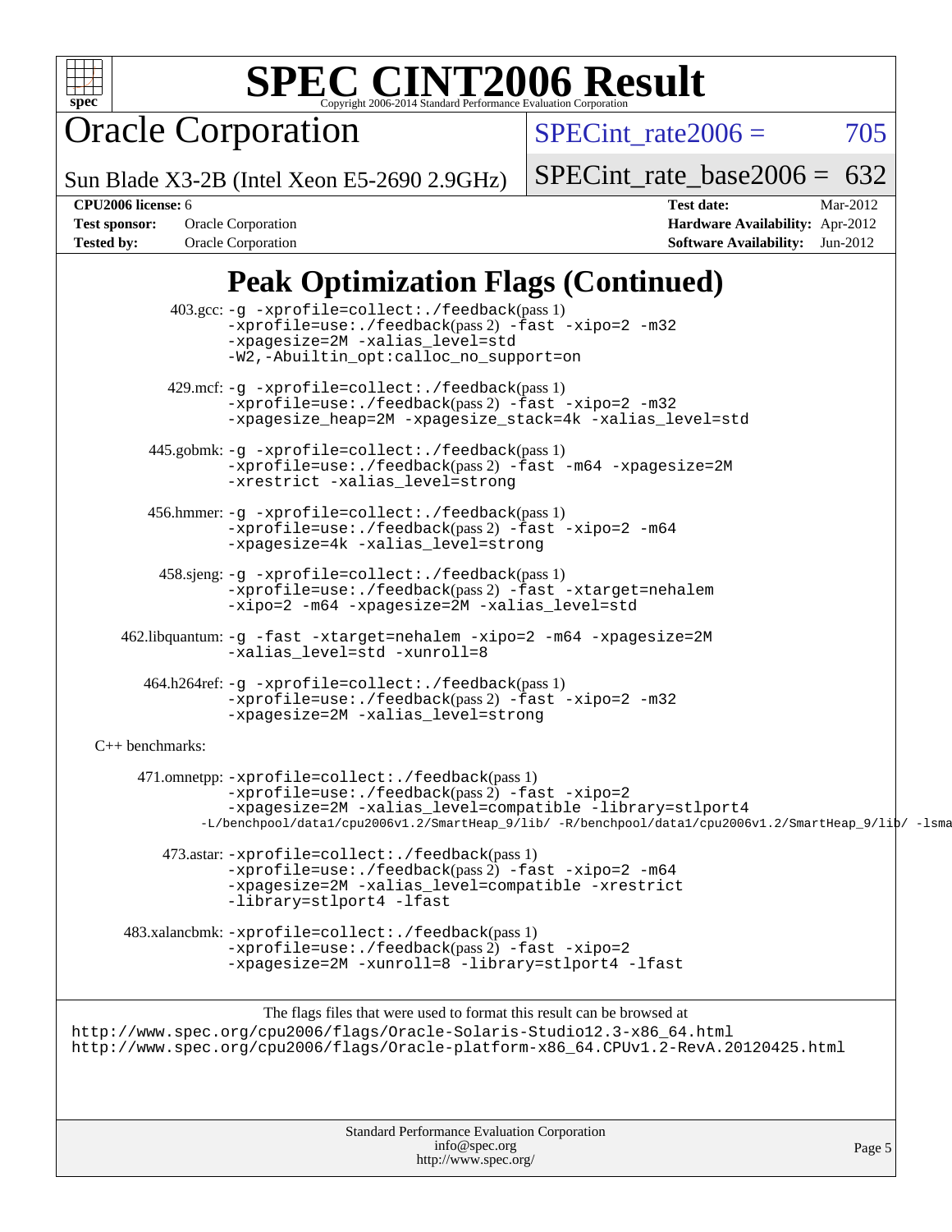# SPEC CINT2006 Result

## Oracle Corporation

Sun Blade X3-2B (Intel Xeon E5-2690 2.9GHz)

SPECint_rate2006 = 705

SPECint_rate_base2006 = 632

**CPU2006 license:** 6
**Test sponsor:** Oracle Corporation
**Tested by:** Oracle Corporation

**Test date:** Mar-2012
**Hardware Availability:** Apr-2012
**Software Availability:** Jun-2012

## Peak Optimization Flags (Continued)

403.gcc: -g -xprofile=collect:./feedback(pass 1) -xprofile=use:./feedback(pass 2) -fast -xipo=2 -m32 -xpagesize=2M -xalias_level=std -W2,-Abuiltin_opt:calloc_no_support=on

429.mcf: -g -xprofile=collect:./feedback(pass 1) -xprofile=use:./feedback(pass 2) -fast -xipo=2 -m32 -xpagesize_heap=2M -xpagesize_stack=4k -xalias_level=std

445.gobmk: -g -xprofile=collect:./feedback(pass 1) -xprofile=use:./feedback(pass 2) -fast -m64 -xpagesize=2M -xrestrict -xalias_level=strong

456.hmmer: -g -xprofile=collect:./feedback(pass 1) -xprofile=use:./feedback(pass 2) -fast -xipo=2 -m64 -xpagesize=4k -xalias_level=strong

458.sjeng: -g -xprofile=collect:./feedback(pass 1) -xprofile=use:./feedback(pass 2) -fast -xtarget=nehalem -xipo=2 -m64 -xpagesize=2M -xalias_level=std

462.libquantum: -g -fast -xtarget=nehalem -xipo=2 -m64 -xpagesize=2M -xalias_level=std -xunroll=8

464.h264ref: -g -xprofile=collect:./feedback(pass 1) -xprofile=use:./feedback(pass 2) -fast -xipo=2 -m32 -xpagesize=2M -xalias_level=strong

C++ benchmarks:

471.omnetpp: -xprofile=collect:./feedback(pass 1) -xprofile=use:./feedback(pass 2) -fast -xipo=2 -xpagesize=2M -xalias_level=compatible -library=stlport4 -L/benchpool/data1/cpu2006v1.2/SmartHeap_9/lib/ -R/benchpool/data1/cpu2006v1.2/SmartHeap_9/lib/ -lsma

473.astar: -xprofile=collect:./feedback(pass 1) -xprofile=use:./feedback(pass 2) -fast -xipo=2 -m64 -xpagesize=2M -xalias_level=compatible -xrestrict -library=stlport4 -lfast

483.xalancbmk: -xprofile=collect:./feedback(pass 1) -xprofile=use:./feedback(pass 2) -fast -xipo=2 -xpagesize=2M -xunroll=8 -library=stlport4 -lfast

The flags files that were used to format this result can be browsed at
http://www.spec.org/cpu2006/flags/Oracle-Solaris-Studio12.3-x86_64.html
http://www.spec.org/cpu2006/flags/Oracle-platform-x86_64.CPUv1.2-RevA.20120425.html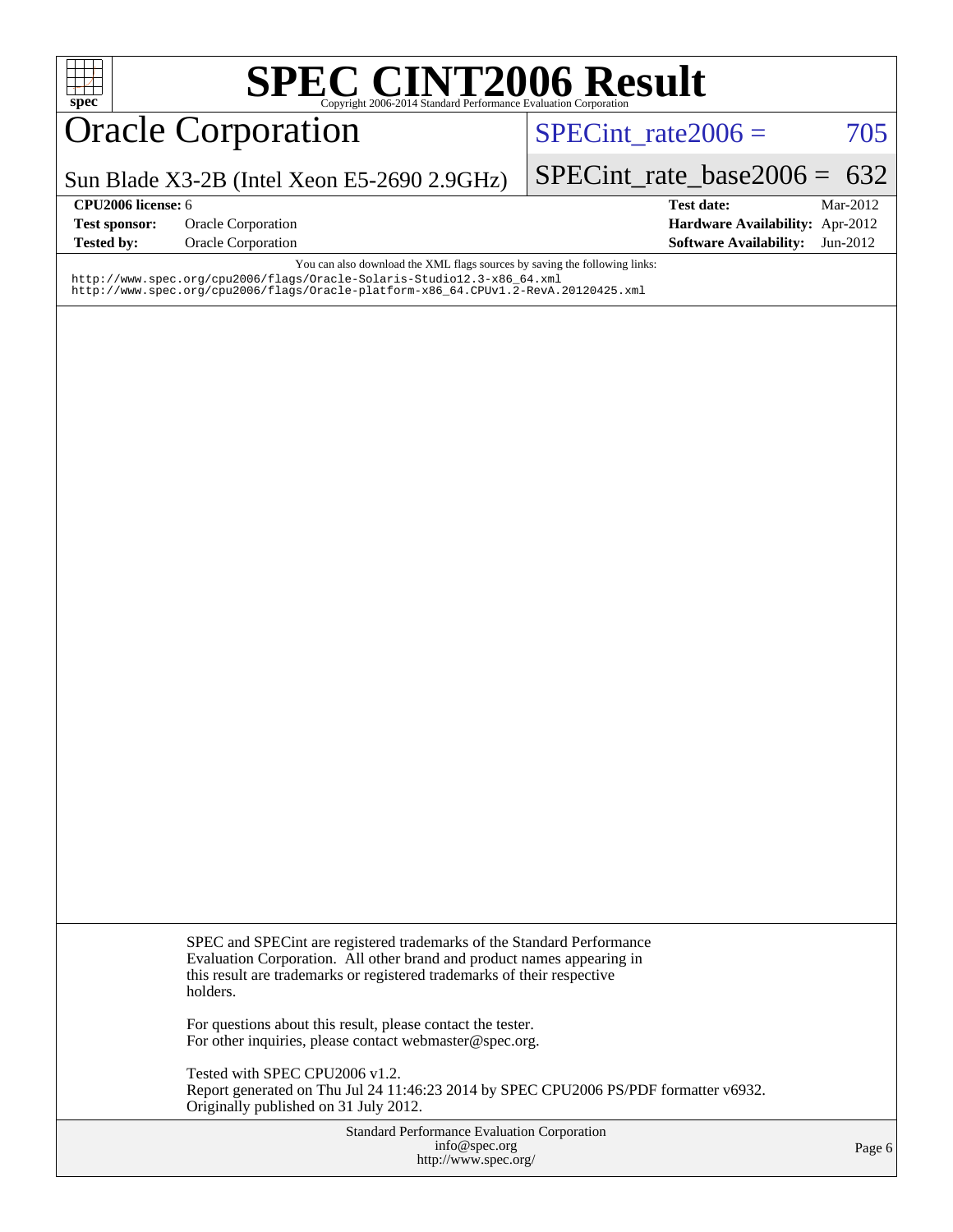You can also download the XML flags sources by saving the following links:

```
http://www.spec.org/cpu2006/flags/Oracle-Solaris-Studio12.3-x86_64.xml
http://www.spec.org/cpu2006/flags/Oracle-platform-x86_64.CPUv1.2-RevA.20120425.xml
```

SPEC and SPECint are registered trademarks of the Standard Performance Evaluation Corporation. All other brand and product names appearing in this result are trademarks or registered trademarks of their respective holders.

For questions about this result, please contact the tester.
For other inquiries, please contact webmaster@spec.org.

Tested with SPEC CPU2006 v1.2.
Report generated on Thu Jul 24 11:46:23 2014 by SPEC CPU2006 PS/PDF formatter v6932.
Originally published on 31 July 2012.